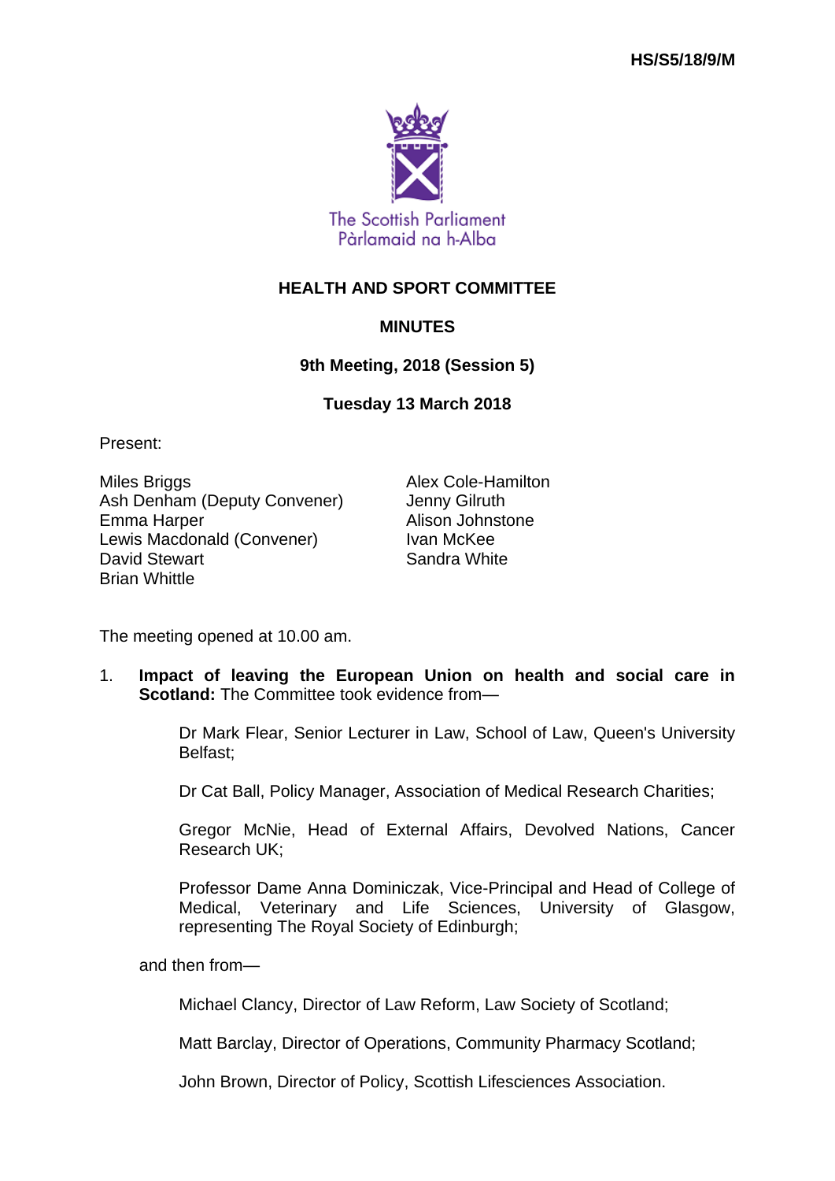HS/S5/18/9/M

The Scottish Parliament
Pàrlamaid na h-Alba

# HEALTH AND SPORT COMMITTEE

## MINUTES

### 9th Meeting, 2018 (Session 5)

### Tuesday 13 March 2018

Present:

Miles Briggs
Ash Denham (Deputy Convener)
Emma Harper
Lewis Macdonald (Convener)
David Stewart
Brian Whittle
Alex Cole-Hamilton
Jenny Gilruth
Alison Johnstone
Ivan McKee
Sandra White

The meeting opened at 10.00 am.

1. **Impact of leaving the European Union on health and social care in Scotland:** The Committee took evidence from—

   Dr Mark Flear, Senior Lecturer in Law, School of Law, Queen's University Belfast;

   Dr Cat Ball, Policy Manager, Association of Medical Research Charities;

   Gregor McNie, Head of External Affairs, Devolved Nations, Cancer Research UK;

   Professor Dame Anna Dominiczak, Vice-Principal and Head of College of Medical, Veterinary and Life Sciences, University of Glasgow, representing The Royal Society of Edinburgh;

   and then from—

   Michael Clancy, Director of Law Reform, Law Society of Scotland;

   Matt Barclay, Director of Operations, Community Pharmacy Scotland;

   John Brown, Director of Policy, Scottish Lifesciences Association.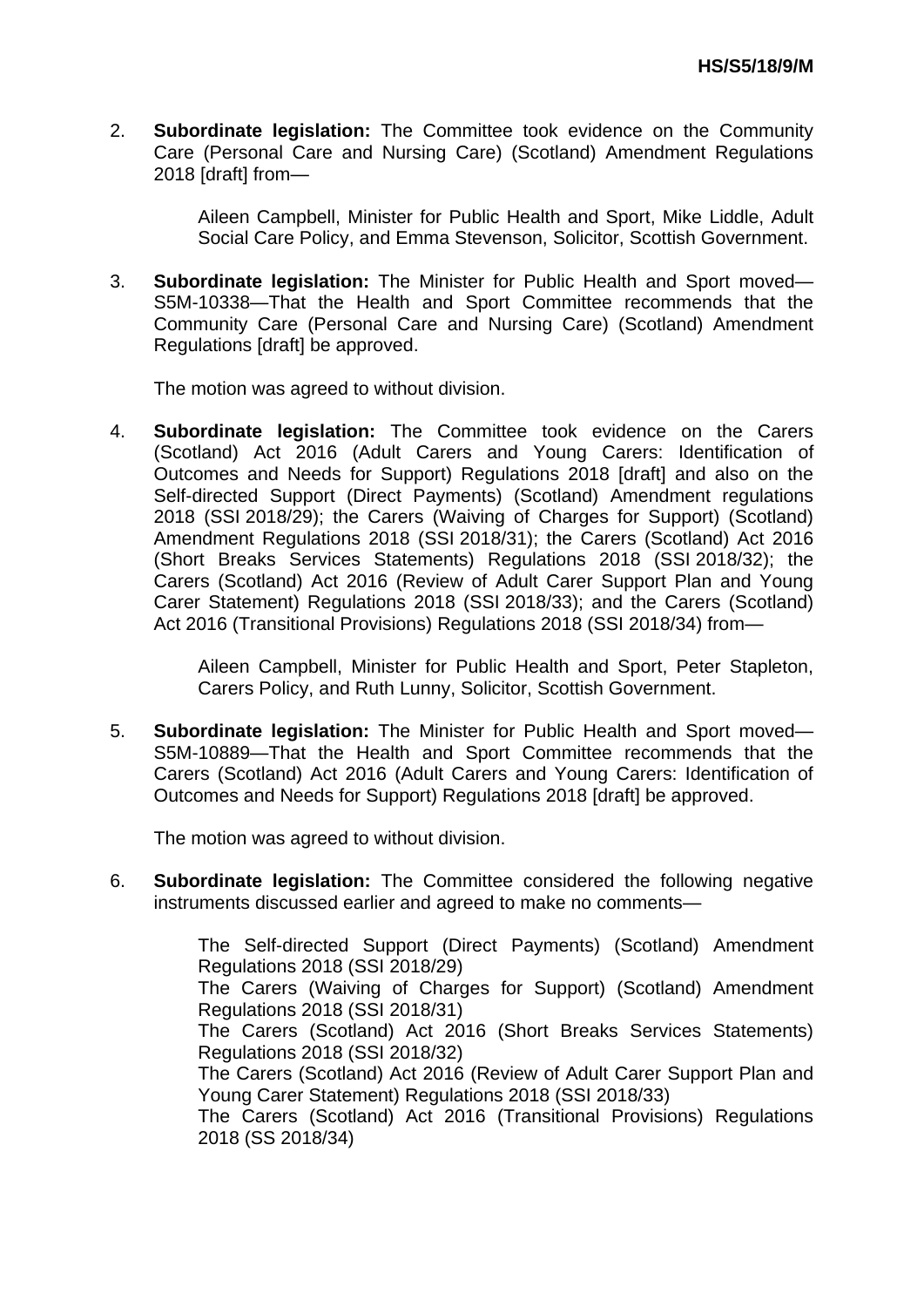2. **Subordinate legislation:** The Committee took evidence on the Community Care (Personal Care and Nursing Care) (Scotland) Amendment Regulations 2018 [draft] from—

   Aileen Campbell, Minister for Public Health and Sport, Mike Liddle, Adult Social Care Policy, and Emma Stevenson, Solicitor, Scottish Government.

3. **Subordinate legislation:** The Minister for Public Health and Sport moved—S5M-10338—That the Health and Sport Committee recommends that the Community Care (Personal Care and Nursing Care) (Scotland) Amendment Regulations [draft] be approved.

   The motion was agreed to without division.

4. **Subordinate legislation:** The Committee took evidence on the Carers (Scotland) Act 2016 (Adult Carers and Young Carers: Identification of Outcomes and Needs for Support) Regulations 2018 [draft] and also on the Self-directed Support (Direct Payments) (Scotland) Amendment regulations 2018 (SSI 2018/29); the Carers (Waiving of Charges for Support) (Scotland) Amendment Regulations 2018 (SSI 2018/31); the Carers (Scotland) Act 2016 (Short Breaks Services Statements) Regulations 2018 (SSI 2018/32); the Carers (Scotland) Act 2016 (Review of Adult Carer Support Plan and Young Carer Statement) Regulations 2018 (SSI 2018/33); and the Carers (Scotland) Act 2016 (Transitional Provisions) Regulations 2018 (SSI 2018/34) from—

   Aileen Campbell, Minister for Public Health and Sport, Peter Stapleton, Carers Policy, and Ruth Lunny, Solicitor, Scottish Government.

5. **Subordinate legislation:** The Minister for Public Health and Sport moved—S5M-10889—That the Health and Sport Committee recommends that the Carers (Scotland) Act 2016 (Adult Carers and Young Carers: Identification of Outcomes and Needs for Support) Regulations 2018 [draft] be approved.

   The motion was agreed to without division.

6. **Subordinate legislation:** The Committee considered the following negative instruments discussed earlier and agreed to make no comments—

   The Self-directed Support (Direct Payments) (Scotland) Amendment Regulations 2018 (SSI 2018/29)
   The Carers (Waiving of Charges for Support) (Scotland) Amendment Regulations 2018 (SSI 2018/31)
   The Carers (Scotland) Act 2016 (Short Breaks Services Statements) Regulations 2018 (SSI 2018/32)
   The Carers (Scotland) Act 2016 (Review of Adult Carer Support Plan and Young Carer Statement) Regulations 2018 (SSI 2018/33)
   The Carers (Scotland) Act 2016 (Transitional Provisions) Regulations 2018 (SS 2018/34)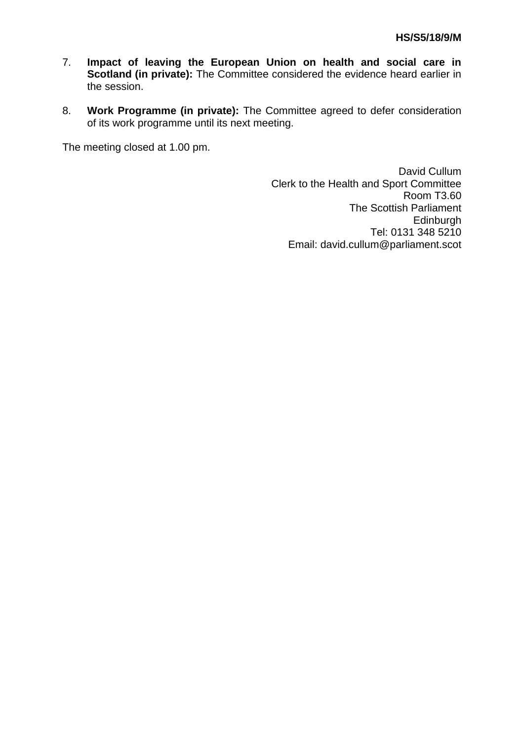7. **Impact of leaving the European Union on health and social care in Scotland (in private):** The Committee considered the evidence heard earlier in the session.

8. **Work Programme (in private):** The Committee agreed to defer consideration of its work programme until its next meeting.

The meeting closed at 1.00 pm.

David Cullum
Clerk to the Health and Sport Committee
Room T3.60
The Scottish Parliament
Edinburgh
Tel: 0131 348 5210
Email: david.cullum@parliament.scot